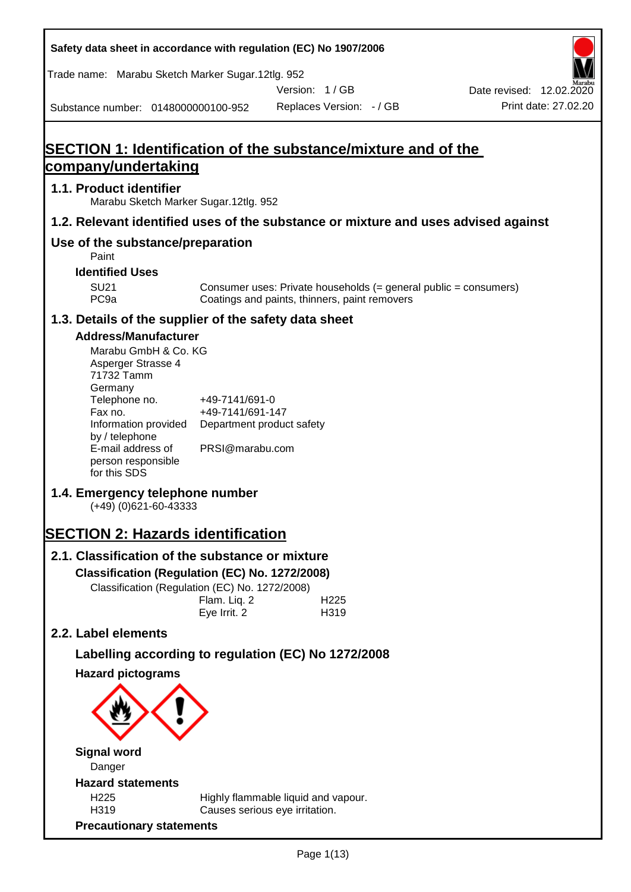Safety data sheet in accordance with regulation (EC) No 1907/2006

Trade name: Marabu Sketch Marker Sugar.12tlg. 952

Version: 1 / GB

Date revised: 12.02.2020

Substance number: 0148000000100-952

Replaces Version: - / GB

Print date: 27.02.20

# SECTION 1: Identification of the substance/mixture and of the company/undertaking

## 1.1. Product identifier

Marabu Sketch Marker Sugar.12tlg. 952

## 1.2. Relevant identified uses of the substance or mixture and uses advised against

## Use of the substance/preparation

Paint

### Identified Uses

| | |
|---|---|
| SU21 | Consumer uses: Private households (= general public = consumers) |
| PC9a | Coatings and paints, thinners, paint removers |

## 1.3. Details of the supplier of the safety data sheet

### Address/Manufacturer

Marabu GmbH & Co. KG
Asperger Strasse 4
71732 Tamm
Germany

| | |
|---|---|
| Telephone no. | +49-7141/691-0 |
| Fax no. | +49-7141/691-147 |
| Information provided by / telephone | Department product safety |
| E-mail address of person responsible for this SDS | PRSI@marabu.com |

## 1.4. Emergency telephone number

(+49) (0)621-60-43333

# SECTION 2: Hazards identification

## 2.1. Classification of the substance or mixture

### Classification (Regulation (EC) No. 1272/2008)

Classification (Regulation (EC) No. 1272/2008)

| | |
|---|---|
| Flam. Liq. 2 | H225 |
| Eye Irrit. 2 | H319 |

## 2.2. Label elements

### Labelling according to regulation (EC) No 1272/2008

### Hazard pictograms

### Signal word

Danger

### Hazard statements

| | |
|---|---|
| H225 | Highly flammable liquid and vapour. |
| H319 | Causes serious eye irritation. |

### Precautionary statements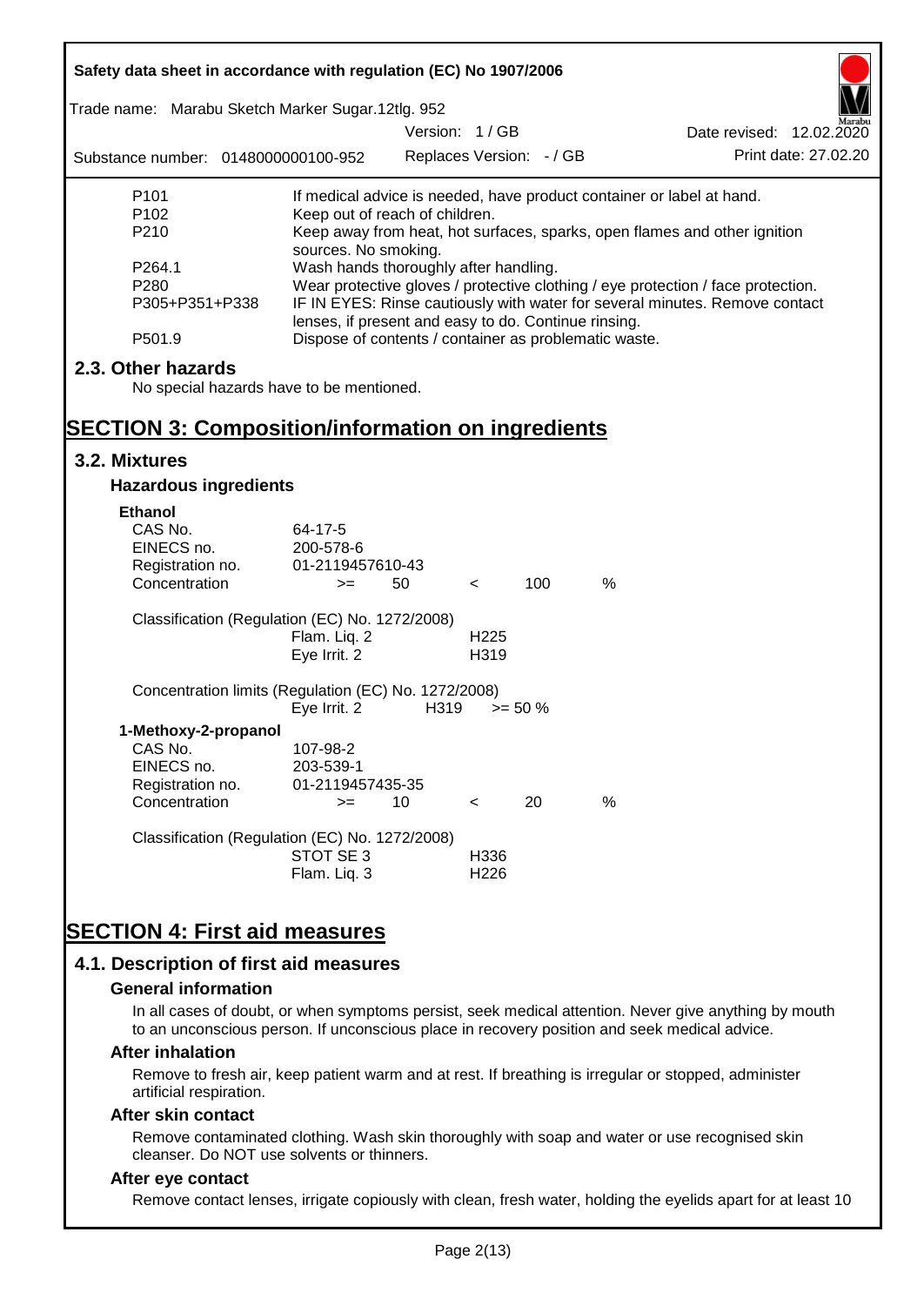| | |
|---|---|
| P101 | If medical advice is needed, have product container or label at hand. |
| P102 | Keep out of reach of children. |
| P210 | Keep away from heat, hot surfaces, sparks, open flames and other ignition sources. No smoking. |
| P264.1 | Wash hands thoroughly after handling. |
| P280 | Wear protective gloves / protective clothing / eye protection / face protection. |
| P305+P351+P338 | IF IN EYES: Rinse cautiously with water for several minutes. Remove contact lenses, if present and easy to do. Continue rinsing. |
| P501.9 | Dispose of contents / container as problematic waste. |

## 2.3. Other hazards

No special hazards have to be mentioned.

# SECTION 3: Composition/information on ingredients

## 3.2. Mixtures

### Hazardous ingredients

**Ethanol**

| | | | | | |
|---|---|---|---|---|---|
| CAS No. | 64-17-5 | | | | |
| EINECS no. | 200-578-6 | | | | |
| Registration no. | 01-2119457610-43 | | | | |
| Concentration | >= | 50 | < | 100 | % |

Classification (Regulation (EC) No. 1272/2008)

| | |
|---|---|
| Flam. Liq. 2 | H225 |
| Eye Irrit. 2 | H319 |

Concentration limits (Regulation (EC) No. 1272/2008)

| | | |
|---|---|---|
| Eye Irrit. 2 | H319 | >= 50 % |

**1-Methoxy-2-propanol**

| | | | | | |
|---|---|---|---|---|---|
| CAS No. | 107-98-2 | | | | |
| EINECS no. | 203-539-1 | | | | |
| Registration no. | 01-2119457435-35 | | | | |
| Concentration | >= | 10 | < | 20 | % |

Classification (Regulation (EC) No. 1272/2008)

| | |
|---|---|
| STOT SE 3 | H336 |
| Flam. Liq. 3 | H226 |

# SECTION 4: First aid measures

## 4.1. Description of first aid measures

### General information

In all cases of doubt, or when symptoms persist, seek medical attention. Never give anything by mouth to an unconscious person. If unconscious place in recovery position and seek medical advice.

### After inhalation

Remove to fresh air, keep patient warm and at rest. If breathing is irregular or stopped, administer artificial respiration.

### After skin contact

Remove contaminated clothing. Wash skin thoroughly with soap and water or use recognised skin cleanser. Do NOT use solvents or thinners.

### After eye contact

Remove contact lenses, irrigate copiously with clean, fresh water, holding the eyelids apart for at least 10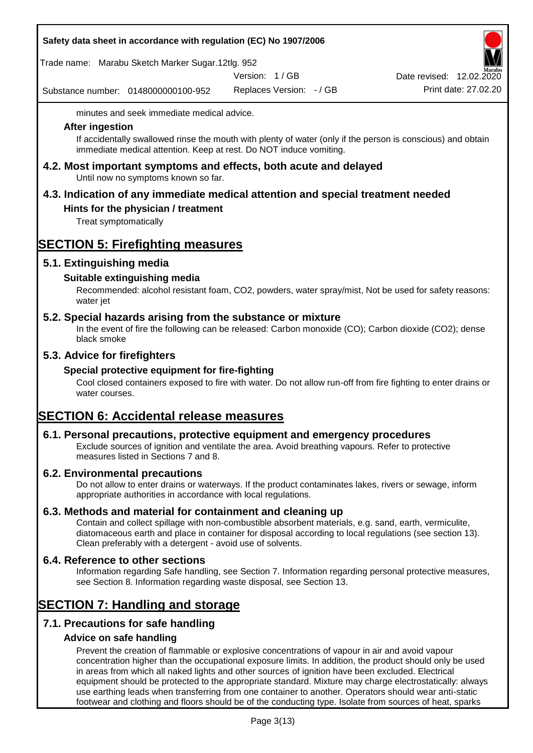minutes and seek immediate medical advice.

### After ingestion

If accidentally swallowed rinse the mouth with plenty of water (only if the person is conscious) and obtain immediate medical attention. Keep at rest. Do NOT induce vomiting.

## 4.2. Most important symptoms and effects, both acute and delayed

Until now no symptoms known so far.

## 4.3. Indication of any immediate medical attention and special treatment needed

### Hints for the physician / treatment

Treat symptomatically

# SECTION 5: Firefighting measures

## 5.1. Extinguishing media

### Suitable extinguishing media

Recommended: alcohol resistant foam, CO2, powders, water spray/mist, Not be used for safety reasons: water jet

## 5.2. Special hazards arising from the substance or mixture

In the event of fire the following can be released: Carbon monoxide (CO); Carbon dioxide (CO2); dense black smoke

## 5.3. Advice for firefighters

### Special protective equipment for fire-fighting

Cool closed containers exposed to fire with water. Do not allow run-off from fire fighting to enter drains or water courses.

# SECTION 6: Accidental release measures

## 6.1. Personal precautions, protective equipment and emergency procedures

Exclude sources of ignition and ventilate the area. Avoid breathing vapours. Refer to protective measures listed in Sections 7 and 8.

## 6.2. Environmental precautions

Do not allow to enter drains or waterways. If the product contaminates lakes, rivers or sewage, inform appropriate authorities in accordance with local regulations.

## 6.3. Methods and material for containment and cleaning up

Contain and collect spillage with non-combustible absorbent materials, e.g. sand, earth, vermiculite, diatomaceous earth and place in container for disposal according to local regulations (see section 13). Clean preferably with a detergent - avoid use of solvents.

## 6.4. Reference to other sections

Information regarding Safe handling, see Section 7. Information regarding personal protective measures, see Section 8. Information regarding waste disposal, see Section 13.

# SECTION 7: Handling and storage

## 7.1. Precautions for safe handling

### Advice on safe handling

Prevent the creation of flammable or explosive concentrations of vapour in air and avoid vapour concentration higher than the occupational exposure limits. In addition, the product should only be used in areas from which all naked lights and other sources of ignition have been excluded. Electrical equipment should be protected to the appropriate standard. Mixture may charge electrostatically: always use earthing leads when transferring from one container to another. Operators should wear anti-static footwear and clothing and floors should be of the conducting type. Isolate from sources of heat, sparks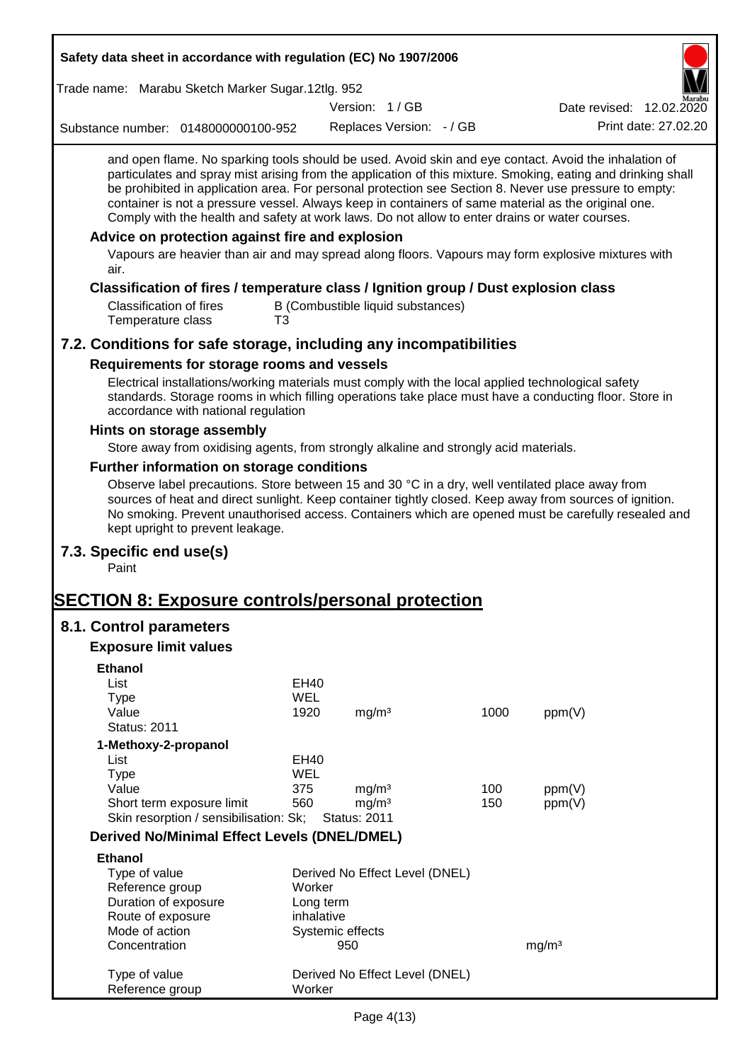and open flame. No sparking tools should be used. Avoid skin and eye contact. Avoid the inhalation of particulates and spray mist arising from the application of this mixture. Smoking, eating and drinking shall be prohibited in application area. For personal protection see Section 8. Never use pressure to empty: container is not a pressure vessel. Always keep in containers of same material as the original one. Comply with the health and safety at work laws. Do not allow to enter drains or water courses.

### Advice on protection against fire and explosion

Vapours are heavier than air and may spread along floors. Vapours may form explosive mixtures with air.

### Classification of fires / temperature class / Ignition group / Dust explosion class

| | |
|---|---|
| Classification of fires | B (Combustible liquid substances) |
| Temperature class | T3 |

## 7.2. Conditions for safe storage, including any incompatibilities

### Requirements for storage rooms and vessels

Electrical installations/working materials must comply with the local applied technological safety standards. Storage rooms in which filling operations take place must have a conducting floor. Store in accordance with national regulation

### Hints on storage assembly

Store away from oxidising agents, from strongly alkaline and strongly acid materials.

### Further information on storage conditions

Observe label precautions. Store between 15 and 30 °C in a dry, well ventilated place away from sources of heat and direct sunlight. Keep container tightly closed. Keep away from sources of ignition. No smoking. Prevent unauthorised access. Containers which are opened must be carefully resealed and kept upright to prevent leakage.

## 7.3. Specific end use(s)

Paint

# SECTION 8: Exposure controls/personal protection

## 8.1. Control parameters

### Exposure limit values

**Ethanol**

| | | | | |
|---|---|---|---|---|
| List | EH40 | | | |
| Type | WEL | | | |
| Value | 1920 | mg/m³ | 1000 | ppm(V) |
| Status: 2011 | | | | |

**1-Methoxy-2-propanol**

| | | | | |
|---|---|---|---|---|
| List | EH40 | | | |
| Type | WEL | | | |
| Value | 375 | mg/m³ | 100 | ppm(V) |
| Short term exposure limit | 560 | mg/m³ | 150 | ppm(V) |
| Skin resorption / sensibilisation: Sk; | Status: 2011 | | | |

### Derived No/Minimal Effect Levels (DNEL/DMEL)

**Ethanol**

| | | |
|---|---|---|
| Type of value | Derived No Effect Level (DNEL) | |
| Reference group | Worker | |
| Duration of exposure | Long term | |
| Route of exposure | inhalative | |
| Mode of action | Systemic effects | |
| Concentration | 950 | mg/m³ |

| | |
|---|---|
| Type of value | Derived No Effect Level (DNEL) |
| Reference group | Worker |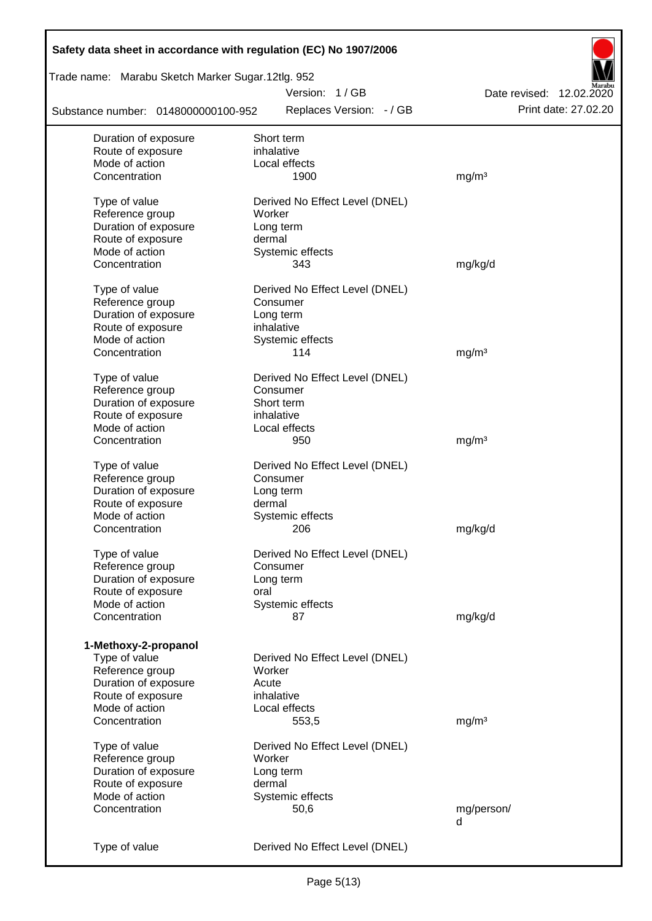| | | |
|---|---|---|
| Duration of exposure | Short term | |
| Route of exposure | inhalative | |
| Mode of action | Local effects | |
| Concentration | 1900 | mg/m³ |
| | | |
| Type of value | Derived No Effect Level (DNEL) | |
| Reference group | Worker | |
| Duration of exposure | Long term | |
| Route of exposure | dermal | |
| Mode of action | Systemic effects | |
| Concentration | 343 | mg/kg/d |
| | | |
| Type of value | Derived No Effect Level (DNEL) | |
| Reference group | Consumer | |
| Duration of exposure | Long term | |
| Route of exposure | inhalative | |
| Mode of action | Systemic effects | |
| Concentration | 114 | mg/m³ |
| | | |
| Type of value | Derived No Effect Level (DNEL) | |
| Reference group | Consumer | |
| Duration of exposure | Short term | |
| Route of exposure | inhalative | |
| Mode of action | Local effects | |
| Concentration | 950 | mg/m³ |
| | | |
| Type of value | Derived No Effect Level (DNEL) | |
| Reference group | Consumer | |
| Duration of exposure | Long term | |
| Route of exposure | dermal | |
| Mode of action | Systemic effects | |
| Concentration | 206 | mg/kg/d |
| | | |
| Type of value | Derived No Effect Level (DNEL) | |
| Reference group | Consumer | |
| Duration of exposure | Long term | |
| Route of exposure | oral | |
| Mode of action | Systemic effects | |
| Concentration | 87 | mg/kg/d |

**1-Methoxy-2-propanol**

| | | |
|---|---|---|
| Type of value | Derived No Effect Level (DNEL) | |
| Reference group | Worker | |
| Duration of exposure | Acute | |
| Route of exposure | inhalative | |
| Mode of action | Local effects | |
| Concentration | 553,5 | mg/m³ |
| | | |
| Type of value | Derived No Effect Level (DNEL) | |
| Reference group | Worker | |
| Duration of exposure | Long term | |
| Route of exposure | dermal | |
| Mode of action | Systemic effects | |
| Concentration | 50,6 | mg/person/d |
| | | |
| Type of value | Derived No Effect Level (DNEL) | |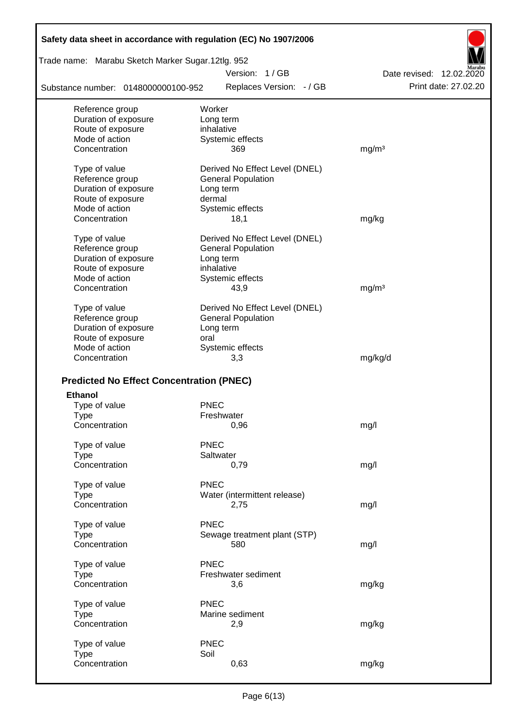| | | |
|---|---|---|
| Reference group | Worker | |
| Duration of exposure | Long term | |
| Route of exposure | inhalative | |
| Mode of action | Systemic effects | |
| Concentration | 369 | mg/m³ |
| | | |
| Type of value | Derived No Effect Level (DNEL) | |
| Reference group | General Population | |
| Duration of exposure | Long term | |
| Route of exposure | dermal | |
| Mode of action | Systemic effects | |
| Concentration | 18,1 | mg/kg |
| | | |
| Type of value | Derived No Effect Level (DNEL) | |
| Reference group | General Population | |
| Duration of exposure | Long term | |
| Route of exposure | inhalative | |
| Mode of action | Systemic effects | |
| Concentration | 43,9 | mg/m³ |
| | | |
| Type of value | Derived No Effect Level (DNEL) | |
| Reference group | General Population | |
| Duration of exposure | Long term | |
| Route of exposure | oral | |
| Mode of action | Systemic effects | |
| Concentration | 3,3 | mg/kg/d |

### Predicted No Effect Concentration (PNEC)

**Ethanol**

| | | |
|---|---|---|
| Type of value | PNEC | |
| Type | Freshwater | |
| Concentration | 0,96 | mg/l |
| | | |
| Type of value | PNEC | |
| Type | Saltwater | |
| Concentration | 0,79 | mg/l |
| | | |
| Type of value | PNEC | |
| Type | Water (intermittent release) | |
| Concentration | 2,75 | mg/l |
| | | |
| Type of value | PNEC | |
| Type | Sewage treatment plant (STP) | |
| Concentration | 580 | mg/l |
| | | |
| Type of value | PNEC | |
| Type | Freshwater sediment | |
| Concentration | 3,6 | mg/kg |
| | | |
| Type of value | PNEC | |
| Type | Marine sediment | |
| Concentration | 2,9 | mg/kg |
| | | |
| Type of value | PNEC | |
| Type | Soil | |
| Concentration | 0,63 | mg/kg |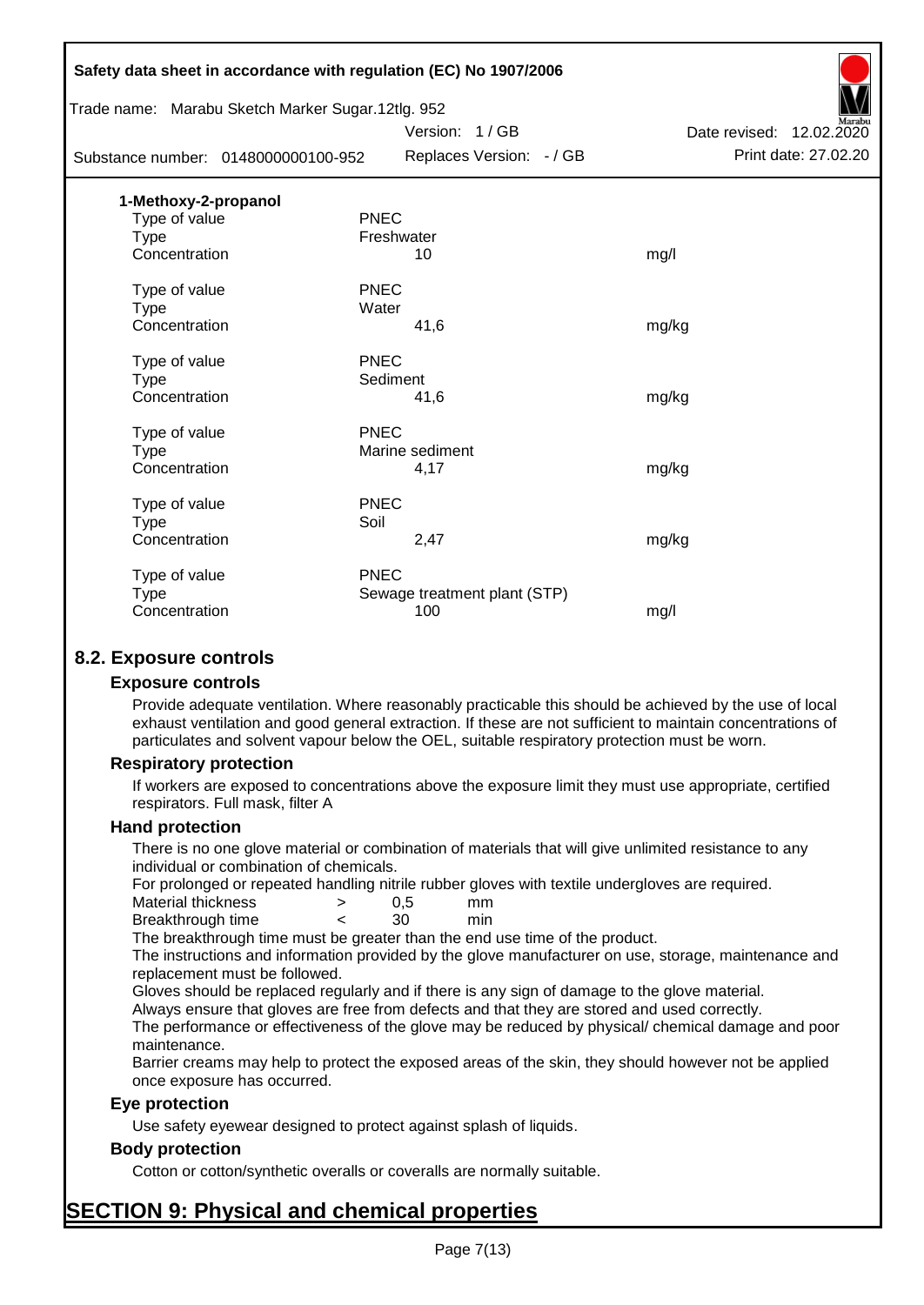**1-Methoxy-2-propanol**

| | | |
|---|---|---|
| Type of value | PNEC | |
| Type | Freshwater | |
| Concentration | 10 | mg/l |
| | | |
| Type of value | PNEC | |
| Type | Water | |
| Concentration | 41,6 | mg/kg |
| | | |
| Type of value | PNEC | |
| Type | Sediment | |
| Concentration | 41,6 | mg/kg |
| | | |
| Type of value | PNEC | |
| Type | Marine sediment | |
| Concentration | 4,17 | mg/kg |
| | | |
| Type of value | PNEC | |
| Type | Soil | |
| Concentration | 2,47 | mg/kg |
| | | |
| Type of value | PNEC | |
| Type | Sewage treatment plant (STP) | |
| Concentration | 100 | mg/l |

## 8.2. Exposure controls

### Exposure controls

Provide adequate ventilation. Where reasonably practicable this should be achieved by the use of local exhaust ventilation and good general extraction. If these are not sufficient to maintain concentrations of particulates and solvent vapour below the OEL, suitable respiratory protection must be worn.

### Respiratory protection

If workers are exposed to concentrations above the exposure limit they must use appropriate, certified respirators. Full mask, filter A

### Hand protection

There is no one glove material or combination of materials that will give unlimited resistance to any individual or combination of chemicals.

For prolonged or repeated handling nitrile rubber gloves with textile undergloves are required.

| | | | |
|---|---|---|---|
| Material thickness | > | 0,5 | mm |
| Breakthrough time | < | 30 | min |

The breakthrough time must be greater than the end use time of the product.

The instructions and information provided by the glove manufacturer on use, storage, maintenance and replacement must be followed.

Gloves should be replaced regularly and if there is any sign of damage to the glove material.

Always ensure that gloves are free from defects and that they are stored and used correctly.

The performance or effectiveness of the glove may be reduced by physical/ chemical damage and poor maintenance.

Barrier creams may help to protect the exposed areas of the skin, they should however not be applied once exposure has occurred.

### Eye protection

Use safety eyewear designed to protect against splash of liquids.

### Body protection

Cotton or cotton/synthetic overalls or coveralls are normally suitable.

# SECTION 9: Physical and chemical properties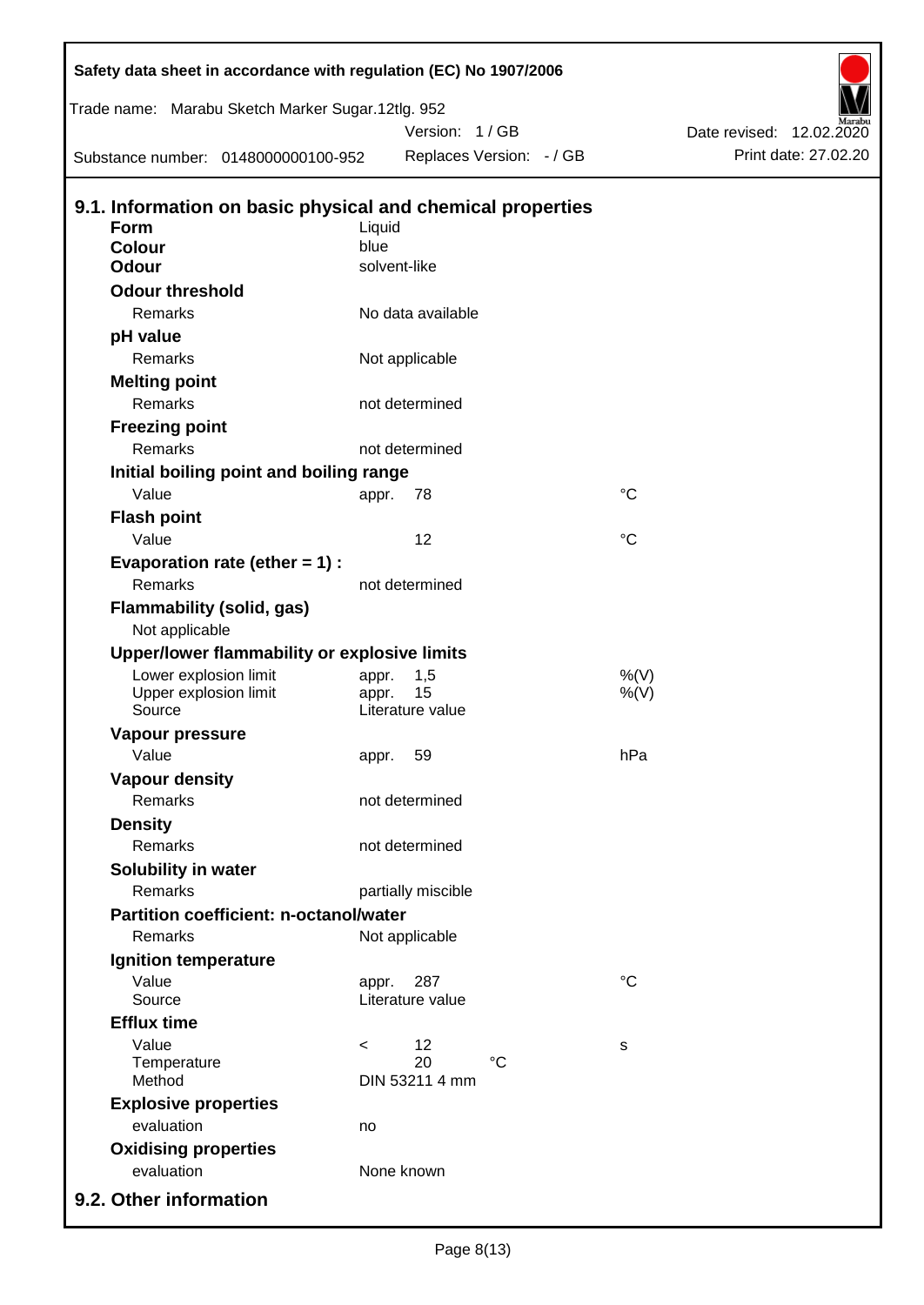## 9.1. Information on basic physical and chemical properties

| | | | |
|---|---|---|---|
| **Form** | Liquid | | |
| **Colour** | blue | | |
| **Odour** | solvent-like | | |
| **Odour threshold** | | | |
| Remarks | No data available | | |
| **pH value** | | | |
| Remarks | Not applicable | | |
| **Melting point** | | | |
| Remarks | not determined | | |
| **Freezing point** | | | |
| Remarks | not determined | | |
| **Initial boiling point and boiling range** | | | |
| Value | appr. | 78 | °C |
| **Flash point** | | | |
| Value | | 12 | °C |
| **Evaporation rate (ether = 1) :** | | | |
| Remarks | not determined | | |
| **Flammability (solid, gas)** | | | |
| Not applicable | | | |
| **Upper/lower flammability or explosive limits** | | | |
| Lower explosion limit | appr. | 1,5 | %(V) |
| Upper explosion limit | appr. | 15 | %(V) |
| Source | Literature value | | |
| **Vapour pressure** | | | |
| Value | appr. | 59 | hPa |
| **Vapour density** | | | |
| Remarks | not determined | | |
| **Density** | | | |
| Remarks | not determined | | |
| **Solubility in water** | | | |
| Remarks | partially miscible | | |
| **Partition coefficient: n-octanol/water** | | | |
| Remarks | Not applicable | | |
| **Ignition temperature** | | | |
| Value | appr. | 287 | °C |
| Source | Literature value | | |
| **Efflux time** | | | |
| Value | < | 12 | s |
| Temperature | | 20 °C | |
| Method | DIN 53211 4 mm | | |
| **Explosive properties** | | | |
| evaluation | no | | |
| **Oxidising properties** | | | |
| evaluation | None known | | |

## 9.2. Other information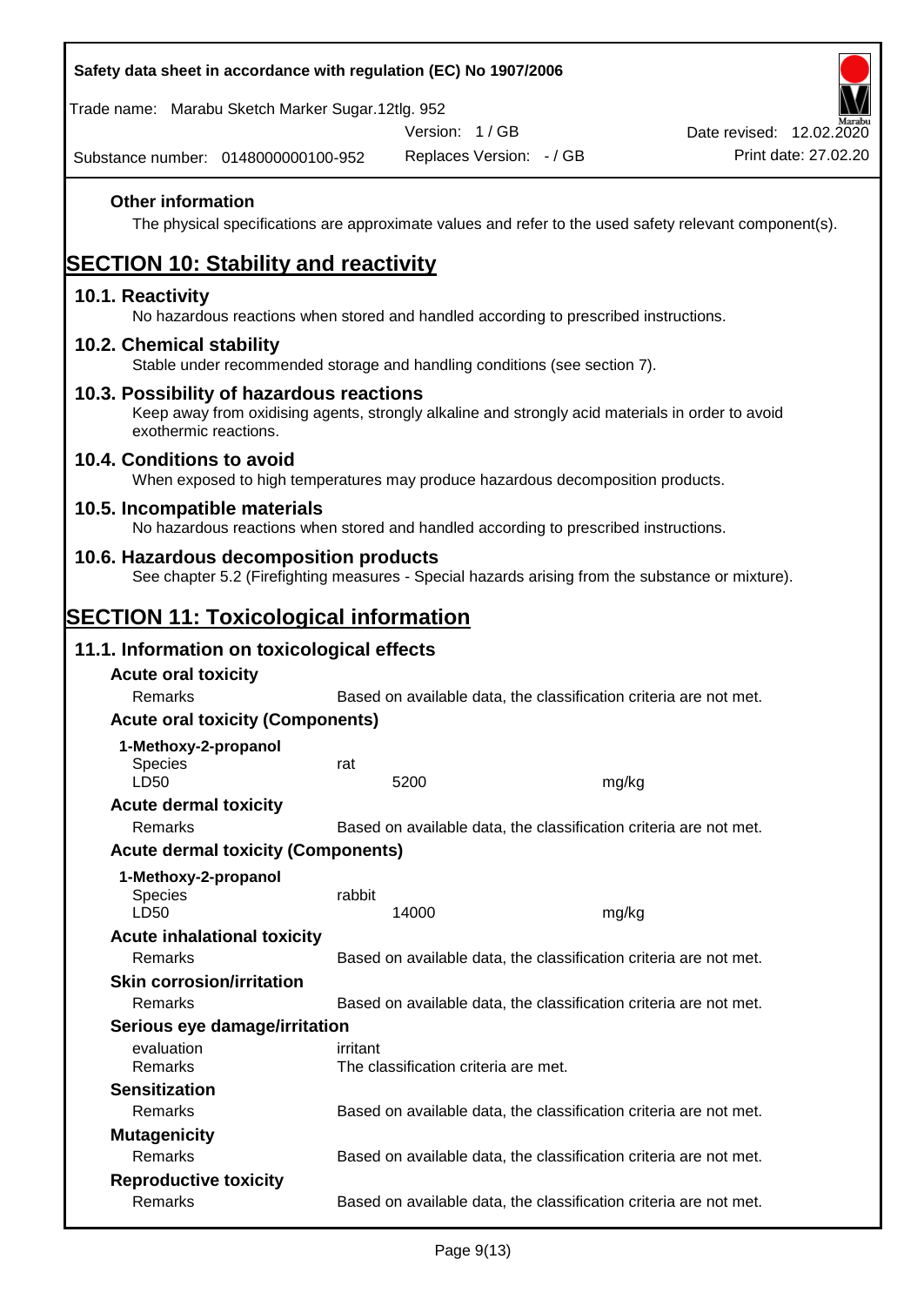### Other information

The physical specifications are approximate values and refer to the used safety relevant component(s).

## SECTION 10: Stability and reactivity

### 10.1. Reactivity

No hazardous reactions when stored and handled according to prescribed instructions.

### 10.2. Chemical stability

Stable under recommended storage and handling conditions (see section 7).

### 10.3. Possibility of hazardous reactions

Keep away from oxidising agents, strongly alkaline and strongly acid materials in order to avoid exothermic reactions.

### 10.4. Conditions to avoid

When exposed to high temperatures may produce hazardous decomposition products.

### 10.5. Incompatible materials

No hazardous reactions when stored and handled according to prescribed instructions.

### 10.6. Hazardous decomposition products

See chapter 5.2 (Firefighting measures - Special hazards arising from the substance or mixture).

## SECTION 11: Toxicological information

### 11.1. Information on toxicological effects

**Acute oral toxicity**

| | |
|---|---|
| Remarks | Based on available data, the classification criteria are not met. |

**Acute oral toxicity (Components)**

**1-Methoxy-2-propanol**

| | | |
|---|---|---|
| Species | rat | |
| LD50 | 5200 | mg/kg |

**Acute dermal toxicity**

| | |
|---|---|
| Remarks | Based on available data, the classification criteria are not met. |

**Acute dermal toxicity (Components)**

**1-Methoxy-2-propanol**

| | | |
|---|---|---|
| Species | rabbit | |
| LD50 | 14000 | mg/kg |

**Acute inhalational toxicity**

| | |
|---|---|
| Remarks | Based on available data, the classification criteria are not met. |

**Skin corrosion/irritation**

| | |
|---|---|
| Remarks | Based on available data, the classification criteria are not met. |

**Serious eye damage/irritation**

| | |
|---|---|
| evaluation | irritant |
| Remarks | The classification criteria are met. |

**Sensitization**

| | |
|---|---|
| Remarks | Based on available data, the classification criteria are not met. |

**Mutagenicity**

| | |
|---|---|
| Remarks | Based on available data, the classification criteria are not met. |

**Reproductive toxicity**

| | |
|---|---|
| Remarks | Based on available data, the classification criteria are not met. |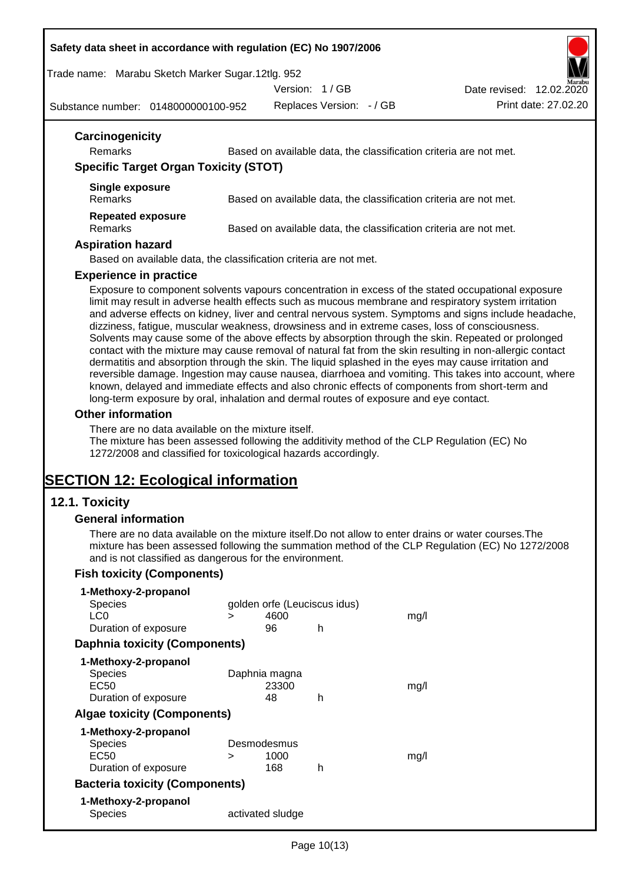### Carcinogenicity

Remarks: Based on available data, the classification criteria are not met.

### Specific Target Organ Toxicity (STOT)

**Single exposure**
Remarks: Based on available data, the classification criteria are not met.

**Repeated exposure**
Remarks: Based on available data, the classification criteria are not met.

### Aspiration hazard

Based on available data, the classification criteria are not met.

### Experience in practice

Exposure to component solvents vapours concentration in excess of the stated occupational exposure limit may result in adverse health effects such as mucous membrane and respiratory system irritation and adverse effects on kidney, liver and central nervous system. Symptoms and signs include headache, dizziness, fatigue, muscular weakness, drowsiness and in extreme cases, loss of consciousness. Solvents may cause some of the above effects by absorption through the skin. Repeated or prolonged contact with the mixture may cause removal of natural fat from the skin resulting in non-allergic contact dermatitis and absorption through the skin. The liquid splashed in the eyes may cause irritation and reversible damage. Ingestion may cause nausea, diarrhoea and vomiting. This takes into account, where known, delayed and immediate effects and also chronic effects of components from short-term and long-term exposure by oral, inhalation and dermal routes of exposure and eye contact.

### Other information

There are no data available on the mixture itself.
The mixture has been assessed following the additivity method of the CLP Regulation (EC) No 1272/2008 and classified for toxicological hazards accordingly.

# SECTION 12: Ecological information

## 12.1. Toxicity

### General information

There are no data available on the mixture itself.Do not allow to enter drains or water courses.The mixture has been assessed following the summation method of the CLP Regulation (EC) No 1272/2008 and is not classified as dangerous for the environment.

### Fish toxicity (Components)

**1-Methoxy-2-propanol**

| | | | | |
|---|---|---|---|---|
| Species | golden orfe (Leuciscus idus) | | | |
| LC0 | > | 4600 | | mg/l |
| Duration of exposure | | 96 | h | |

### Daphnia toxicity (Components)

**1-Methoxy-2-propanol**

| | | | | |
|---|---|---|---|---|
| Species | Daphnia magna | | | |
| EC50 | | 23300 | | mg/l |
| Duration of exposure | | 48 | h | |

### Algae toxicity (Components)

**1-Methoxy-2-propanol**

| | | | | |
|---|---|---|---|---|
| Species | Desmodesmus | | | |
| EC50 | > | 1000 | | mg/l |
| Duration of exposure | | 168 | h | |

### Bacteria toxicity (Components)

**1-Methoxy-2-propanol**

| | |
|---|---|
| Species | activated sludge |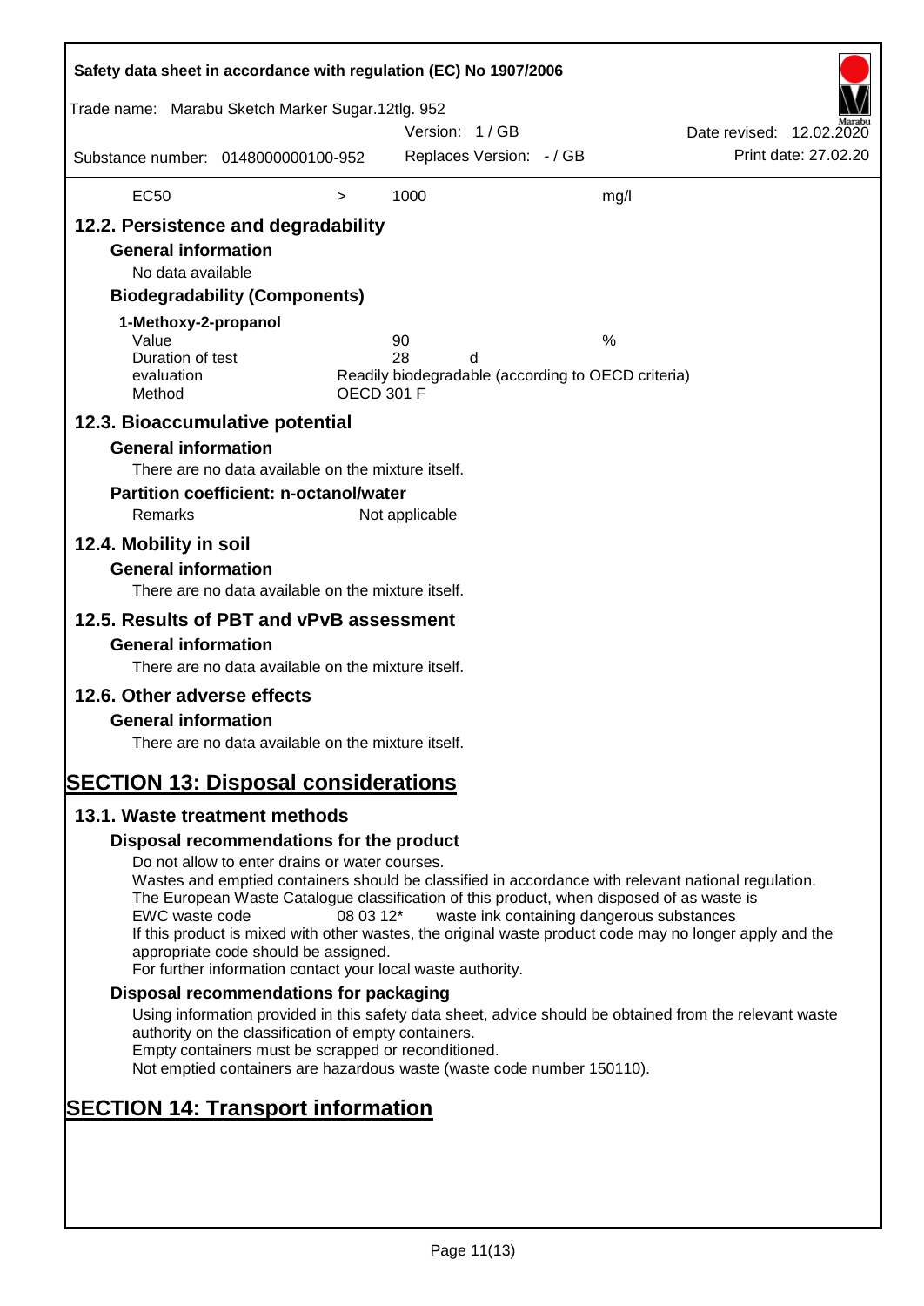| | | | |
|---|---|---|---|
| EC50 | > | 1000 | mg/l |

## 12.2. Persistence and degradability

### General information

No data available

### Biodegradability (Components)

**1-Methoxy-2-propanol**

| | | | |
|---|---|---|---|
| Value | 90 | | % |
| Duration of test | 28 | d | |
| evaluation | Readily biodegradable (according to OECD criteria) | | |
| Method | OECD 301 F | | |

## 12.3. Bioaccumulative potential

### General information

There are no data available on the mixture itself.

### Partition coefficient: n-octanol/water

Remarks    Not applicable

## 12.4. Mobility in soil

### General information

There are no data available on the mixture itself.

## 12.5. Results of PBT and vPvB assessment

### General information

There are no data available on the mixture itself.

## 12.6. Other adverse effects

### General information

There are no data available on the mixture itself.

# SECTION 13: Disposal considerations

## 13.1. Waste treatment methods

### Disposal recommendations for the product

Do not allow to enter drains or water courses.
Wastes and emptied containers should be classified in accordance with relevant national regulation.
The European Waste Catalogue classification of this product, when disposed of as waste is
EWC waste code    08 03 12*    waste ink containing dangerous substances
If this product is mixed with other wastes, the original waste product code may no longer apply and the appropriate code should be assigned.
For further information contact your local waste authority.

### Disposal recommendations for packaging

Using information provided in this safety data sheet, advice should be obtained from the relevant waste authority on the classification of empty containers.
Empty containers must be scrapped or reconditioned.
Not emptied containers are hazardous waste (waste code number 150110).

# SECTION 14: Transport information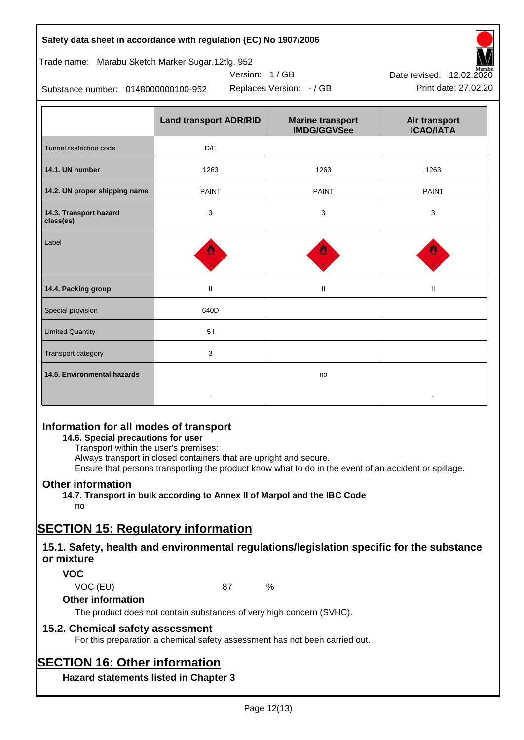|  | Land transport ADR/RID | Marine transport IMDG/GGVSee | Air transport ICAO/IATA |
|---|---|---|---|
| Tunnel restriction code | D/E |  |  |
| **14.1. UN number** | 1263 | 1263 | 1263 |
| **14.2. UN proper shipping name** | PAINT | PAINT | PAINT |
| **14.3. Transport hazard class(es)** | 3 | 3 | 3 |
| Label |  |  |  |
| **14.4. Packing group** | II | II | II |
| Special provision | 640D |  |  |
| Limited Quantity | 5 l |  |  |
| Transport category | 3 |  |  |
| **14.5. Environmental hazards** | - | no | - |

## Information for all modes of transport

**14.6. Special precautions for user**

Transport within the user's premises:
Always transport in closed containers that are upright and secure.
Ensure that persons transporting the product know what to do in the event of an accident or spillage.

## Other information

**14.7. Transport in bulk according to Annex II of Marpol and the IBC Code**

no

# SECTION 15: Regulatory information

## 15.1. Safety, health and environmental regulations/legislation specific for the substance or mixture

### VOC

VOC (EU) 87 %

### Other information

The product does not contain substances of very high concern (SVHC).

## 15.2. Chemical safety assessment

For this preparation a chemical safety assessment has not been carried out.

# SECTION 16: Other information

### Hazard statements listed in Chapter 3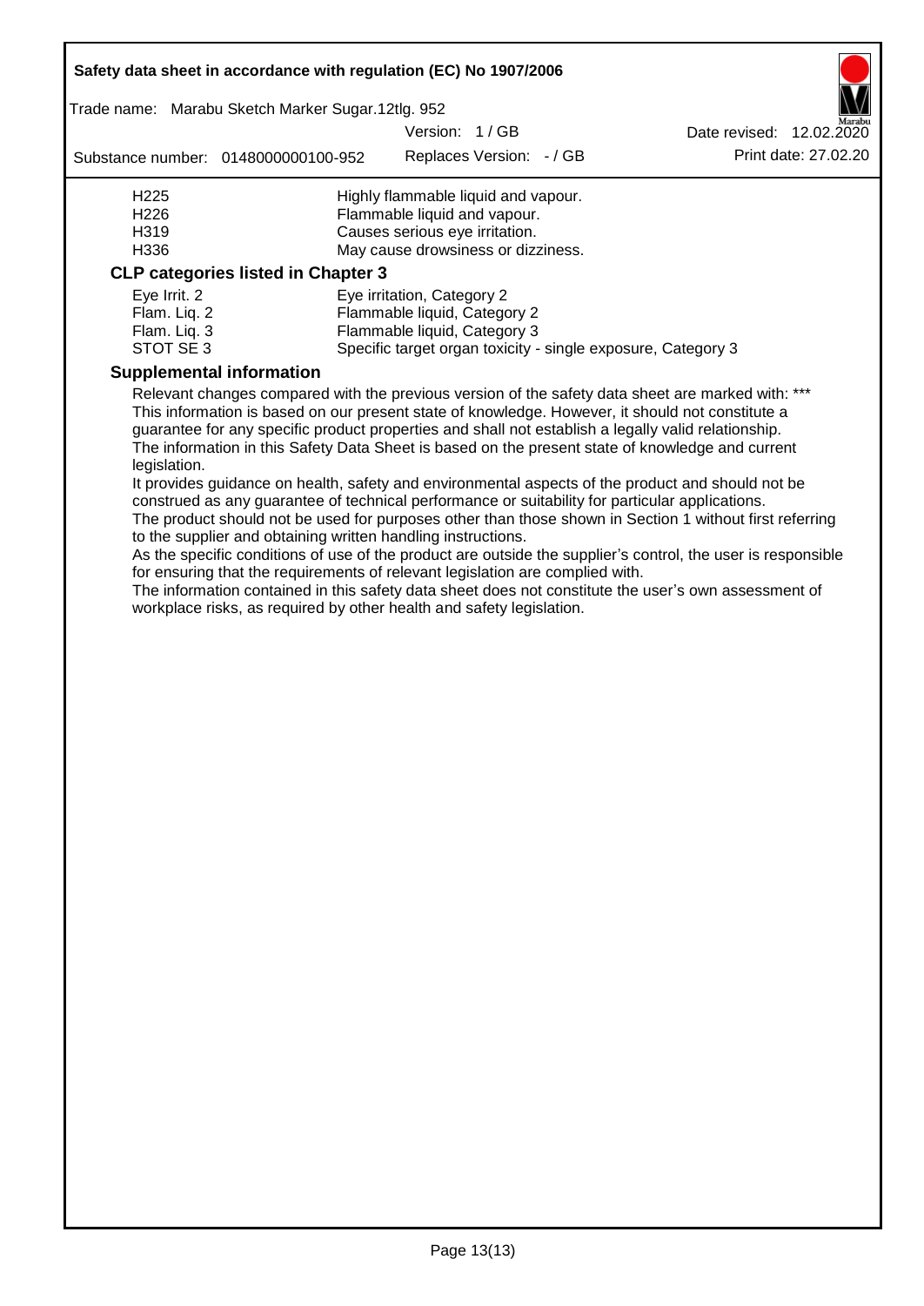| | |
|---|---|
| H225 | Highly flammable liquid and vapour. |
| H226 | Flammable liquid and vapour. |
| H319 | Causes serious eye irritation. |
| H336 | May cause drowsiness or dizziness. |

### CLP categories listed in Chapter 3

| | |
|---|---|
| Eye Irrit. 2 | Eye irritation, Category 2 |
| Flam. Liq. 2 | Flammable liquid, Category 2 |
| Flam. Liq. 3 | Flammable liquid, Category 3 |
| STOT SE 3 | Specific target organ toxicity - single exposure, Category 3 |

### Supplemental information

Relevant changes compared with the previous version of the safety data sheet are marked with: ***
This information is based on our present state of knowledge. However, it should not constitute a guarantee for any specific product properties and shall not establish a legally valid relationship.
The information in this Safety Data Sheet is based on the present state of knowledge and current legislation.
It provides guidance on health, safety and environmental aspects of the product and should not be construed as any guarantee of technical performance or suitability for particular applications.
The product should not be used for purposes other than those shown in Section 1 without first referring to the supplier and obtaining written handling instructions.
As the specific conditions of use of the product are outside the supplier's control, the user is responsible for ensuring that the requirements of relevant legislation are complied with.
The information contained in this safety data sheet does not constitute the user's own assessment of workplace risks, as required by other health and safety legislation.